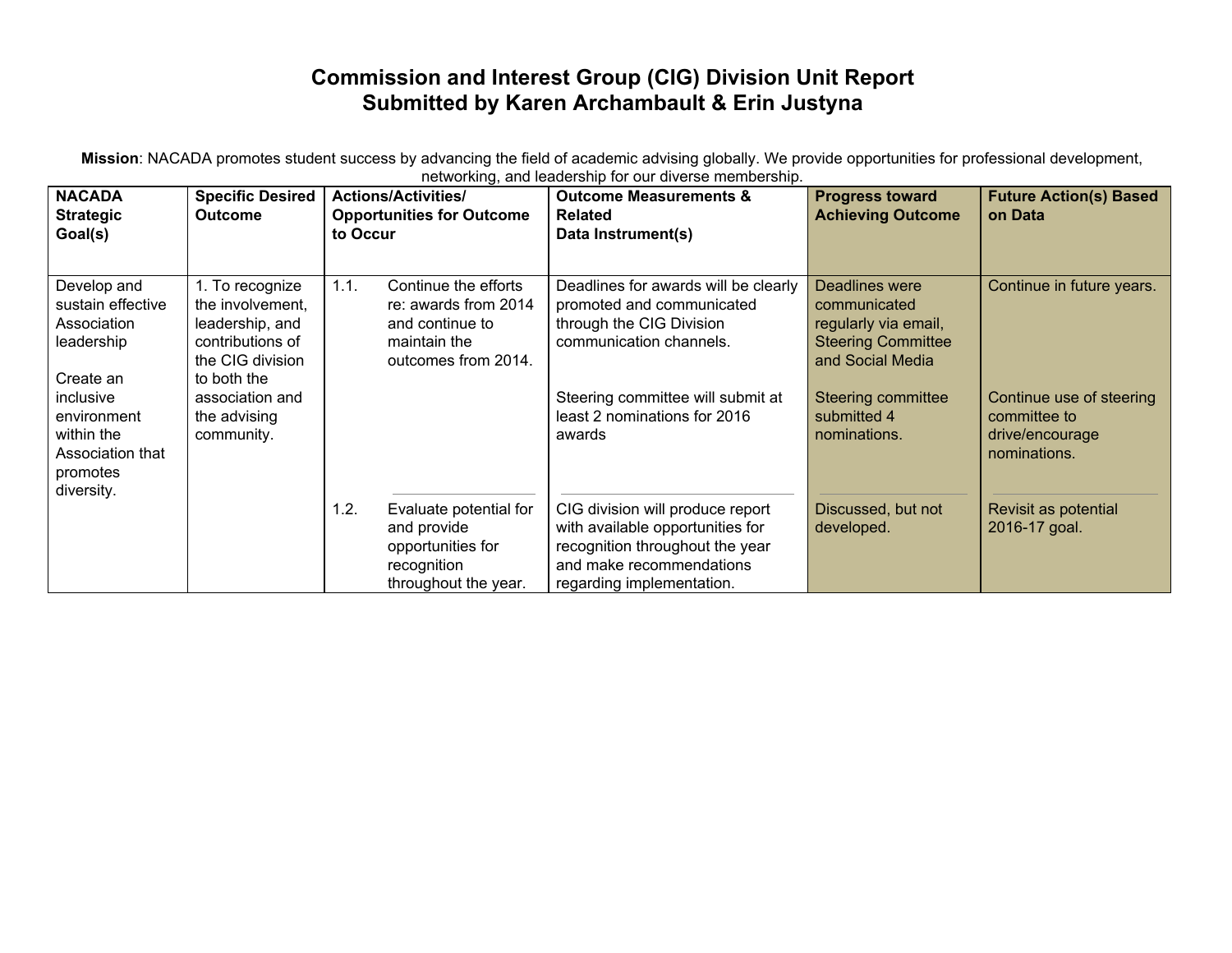# Commission and Interest Group (CIG) Division Unit Report
## Submitted by Karen Archambault & Erin Justyna

**Mission**: NACADA promotes student success by advancing the field of academic advising globally. We provide opportunities for professional development, networking, and leadership for our diverse membership.

| NACADA Strategic Goal(s) | Specific Desired Outcome | Actions/Activities/ Opportunities for Outcome to Occur | Outcome Measurements & Related Data Instrument(s) | Progress toward Achieving Outcome | Future Action(s) Based on Data |
|---|---|---|---|---|---|
| Develop and sustain effective Association leadership<br><br>Create an inclusive environment within the Association that promotes diversity. | 1. To recognize the involvement, leadership, and contributions of the CIG division to both the association and the advising community. | 1.1. Continue the efforts re: awards from 2014 and continue to maintain the outcomes from 2014. | Deadlines for awards will be clearly promoted and communicated through the CIG Division communication channels.<br><br>Steering committee will submit at least 2 nominations for 2016 awards | Deadlines were communicated regularly via email, Steering Committee and Social Media<br><br>Steering committee submitted 4 nominations. | Continue in future years.<br><br>Continue use of steering committee to drive/encourage nominations. |
| | | 1.2. Evaluate potential for and provide opportunities for recognition throughout the year. | CIG division will produce report with available opportunities for recognition throughout the year and make recommendations regarding implementation. | Discussed, but not developed. | Revisit as potential 2016-17 goal. |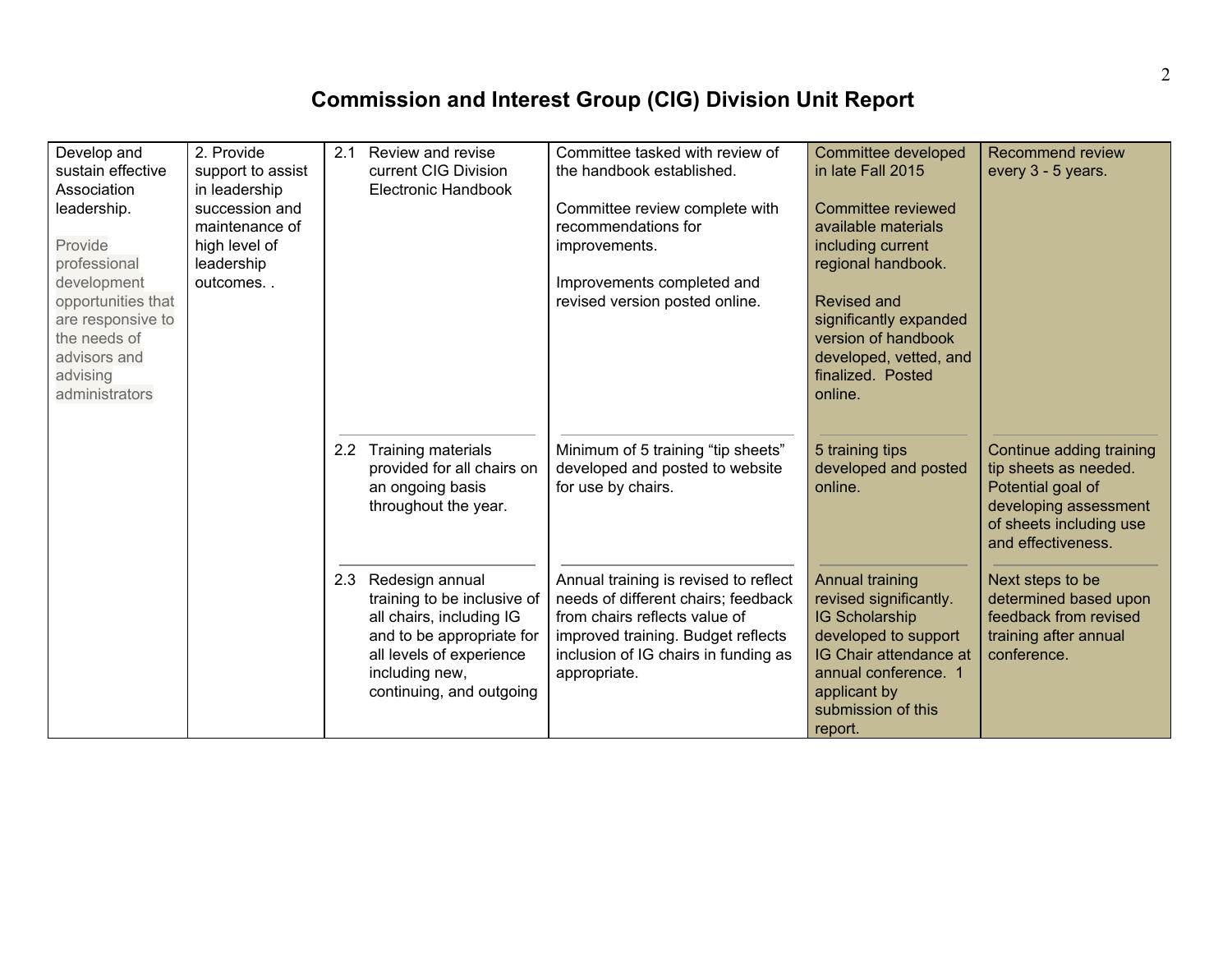# Commission and Interest Group (CIG) Division Unit Report

| | | | | | |
|---|---|---|---|---|---|
| Develop and sustain effective Association leadership.<br><br>Provide professional development opportunities that are responsive to the needs of advisors and advising administrators | 2. Provide support to assist in leadership succession and maintenance of high level of leadership outcomes. . | 2.1 Review and revise current CIG Division Electronic Handbook | Committee tasked with review of the handbook established.<br><br>Committee review complete with recommendations for improvements.<br><br>Improvements completed and revised version posted online. | Committee developed in late Fall 2015<br><br>Committee reviewed available materials including current regional handbook.<br><br>Revised and significantly expanded version of handbook developed, vetted, and finalized. Posted online. | Recommend review every 3 - 5 years. |
| | | 2.2 Training materials provided for all chairs on an ongoing basis throughout the year. | Minimum of 5 training "tip sheets" developed and posted to website for use by chairs. | 5 training tips developed and posted online. | Continue adding training tip sheets as needed. Potential goal of developing assessment of sheets including use and effectiveness. |
| | | 2.3 Redesign annual training to be inclusive of all chairs, including IG and to be appropriate for all levels of experience including new, continuing, and outgoing | Annual training is revised to reflect needs of different chairs; feedback from chairs reflects value of improved training. Budget reflects inclusion of IG chairs in funding as appropriate. | Annual training revised significantly. IG Scholarship developed to support IG Chair attendance at annual conference. 1 applicant by submission of this report. | Next steps to be determined based upon feedback from revised training after annual conference. |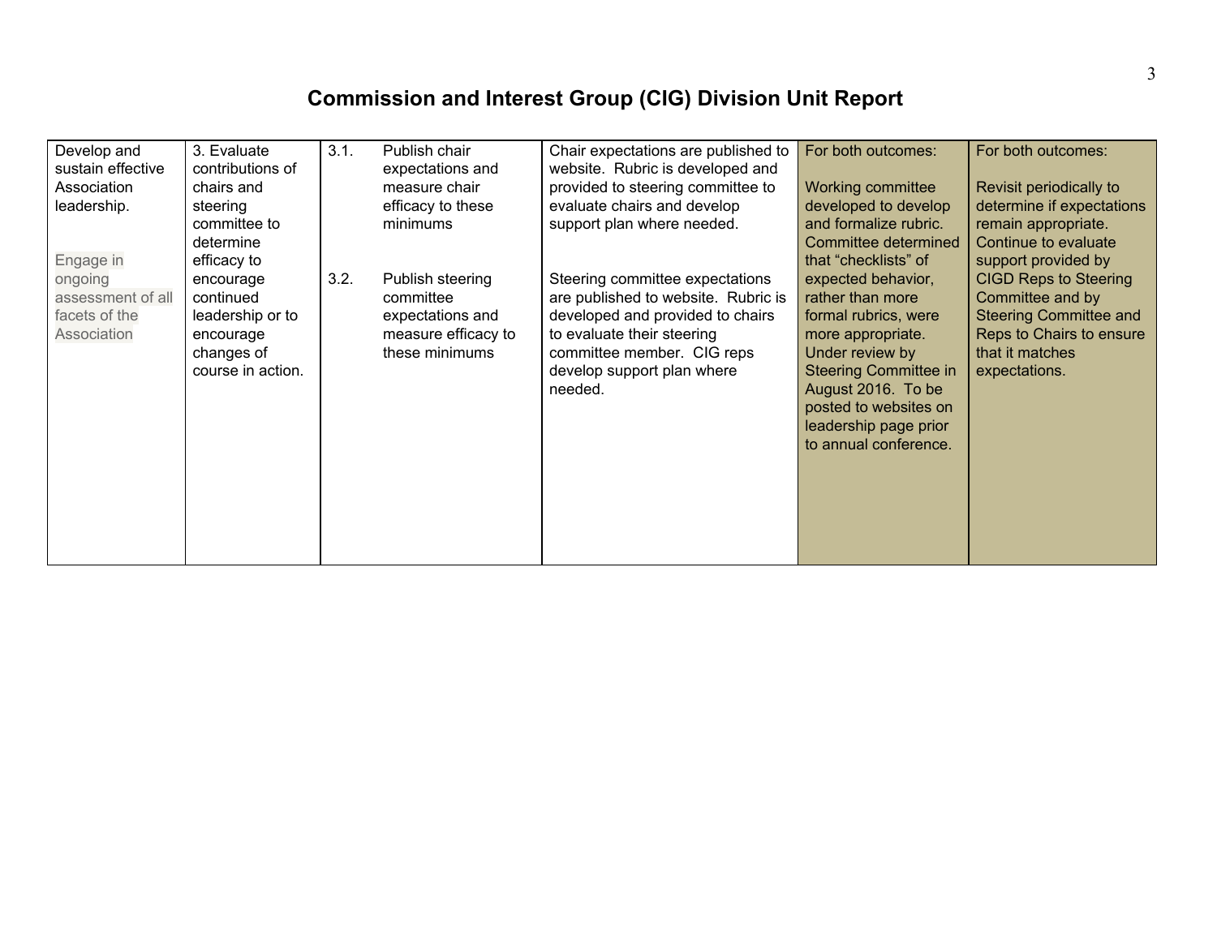# Commission and Interest Group (CIG) Division Unit Report

| | | | | | |
|---|---|---|---|---|---|
| Develop and sustain effective Association leadership.<br><br>Engage in ongoing assessment of all facets of the Association | 3. Evaluate contributions of chairs and steering committee to determine efficacy to encourage continued leadership or to encourage changes of course in action. | 3.1. Publish chair expectations and measure chair efficacy to these minimums<br><br>3.2. Publish steering committee expectations and measure efficacy to these minimums | Chair expectations are published to website. Rubric is developed and provided to steering committee to evaluate chairs and develop support plan where needed.<br><br>Steering committee expectations are published to website. Rubric is developed and provided to chairs to evaluate their steering committee member. CIG reps develop support plan where needed. | For both outcomes:<br><br>Working committee developed to develop and formalize rubric. Committee determined that "checklists" of expected behavior, rather than more formal rubrics, were more appropriate. Under review by Steering Committee in August 2016. To be posted to websites on leadership page prior to annual conference. | For both outcomes:<br><br>Revisit periodically to determine if expectations remain appropriate. Continue to evaluate support provided by CIGD Reps to Steering Committee and by Steering Committee and Reps to Chairs to ensure that it matches expectations. |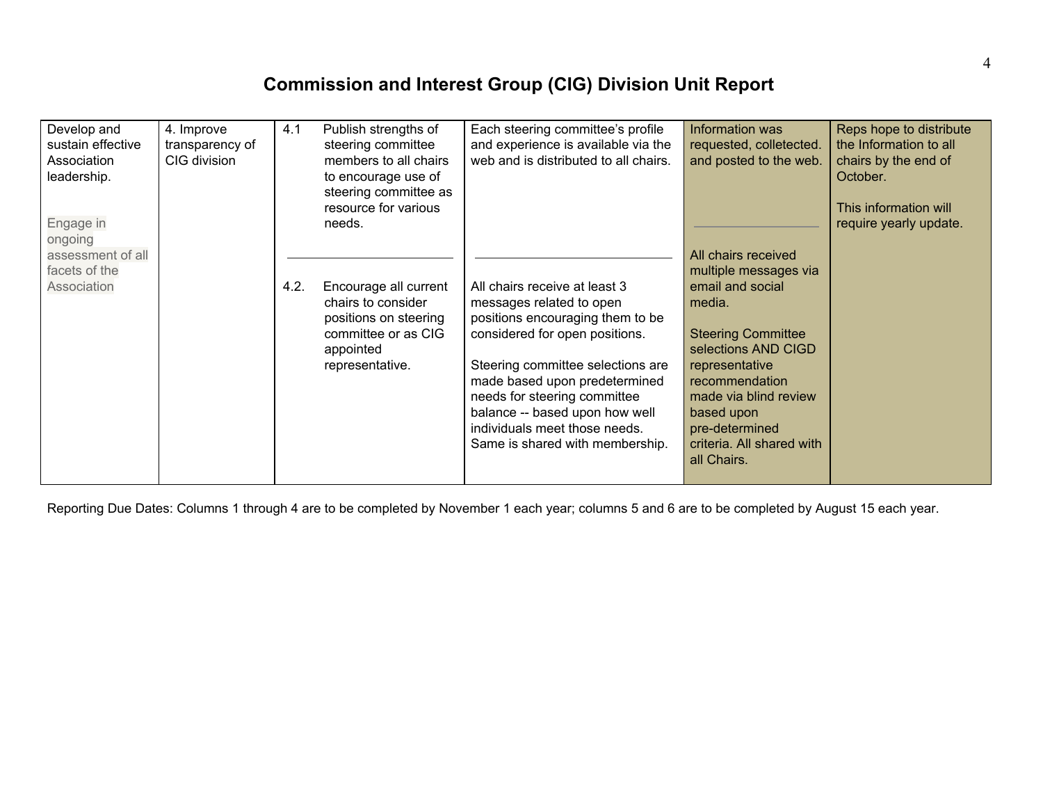# Commission and Interest Group (CIG) Division Unit Report

| | | | | | |
|---|---|---|---|---|---|
| Develop and sustain effective Association leadership.<br><br>Engage in ongoing assessment of all facets of the Association | 4. Improve transparency of CIG division | 4.1 Publish strengths of steering committee members to all chairs to encourage use of steering committee as resource for various needs.<br><br>4.2. Encourage all current chairs to consider positions on steering committee or as CIG appointed representative. | Each steering committee's profile and experience is available via the web and is distributed to all chairs.<br><br>All chairs receive at least 3 messages related to open positions encouraging them to be considered for open positions.<br><br>Steering committee selections are made based upon predetermined needs for steering committee balance -- based upon how well individuals meet those needs. Same is shared with membership. | Information was requested, colletected. and posted to the web.<br><br>All chairs received multiple messages via email and social media.<br><br>Steering Committee selections AND CIGD representative recommendation made via blind review based upon pre-determined criteria. All shared with all Chairs. | Reps hope to distribute the Information to all chairs by the end of October.<br><br>This information will require yearly update. |

Reporting Due Dates: Columns 1 through 4 are to be completed by November 1 each year; columns 5 and 6 are to be completed by August 15 each year.